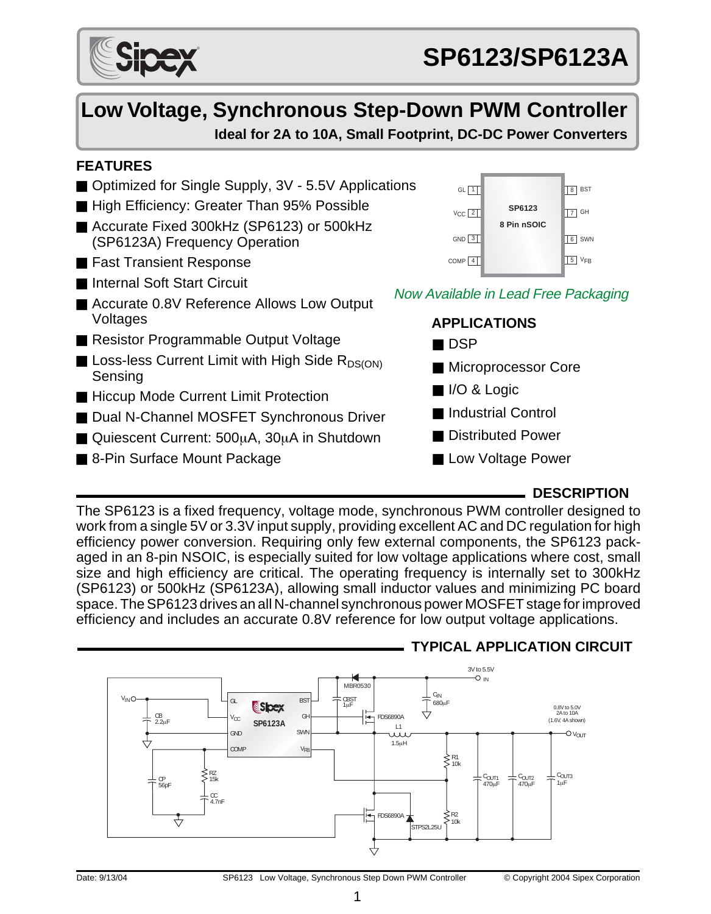# SP6123/SP6123A

## Low Voltage, Synchronous Step-Down PWM Controller

**Ideal for 2A to 10A, Small Footprint, DC-DC Power Converters**

### FEATURES

- Optimized for Single Supply, 3V - 5.5V Applications
- High Efficiency: Greater Than 95% Possible
- Accurate Fixed 300kHz (SP6123) or 500kHz (SP6123A) Frequency Operation
- Fast Transient Response
- Internal Soft Start Circuit
- Accurate 0.8V Reference Allows Low Output Voltages
- Resistor Programmable Output Voltage
- Loss-less Current Limit with High Side $R_{DS(ON)}$ Sensing
- Hiccup Mode Current Limit Protection
- Dual N-Channel MOSFET Synchronous Driver
- Quiescent Current: 500μA, 30μA in Shutdown
- 8-Pin Surface Mount Package

SP6123 8 Pin nSOIC: GL 1, $V_{CC}$ 2, GND 3, COMP 4, $V_{FB}$ 5, SWN 6, GH 7, BST 8

*Now Available in Lead Free Packaging*

### APPLICATIONS

- DSP
- Microprocessor Core
- I/O & Logic
- Industrial Control
- Distributed Power
- Low Voltage Power

### DESCRIPTION

The SP6123 is a fixed frequency, voltage mode, synchronous PWM controller designed to work from a single 5V or 3.3V input supply, providing excellent AC and DC regulation for high efficiency power conversion. Requiring only few external components, the SP6123 packaged in an 8-pin NSOIC, is especially suited for low voltage applications where cost, small size and high efficiency are critical. The operating frequency is internally set to 300kHz (SP6123) or 500kHz (SP6123A), allowing small inductor values and minimizing PC board space. The SP6123 drives an all N-channel synchronous power MOSFET stage for improved efficiency and includes an accurate 0.8V reference for low output voltage applications.

### TYPICAL APPLICATION CIRCUIT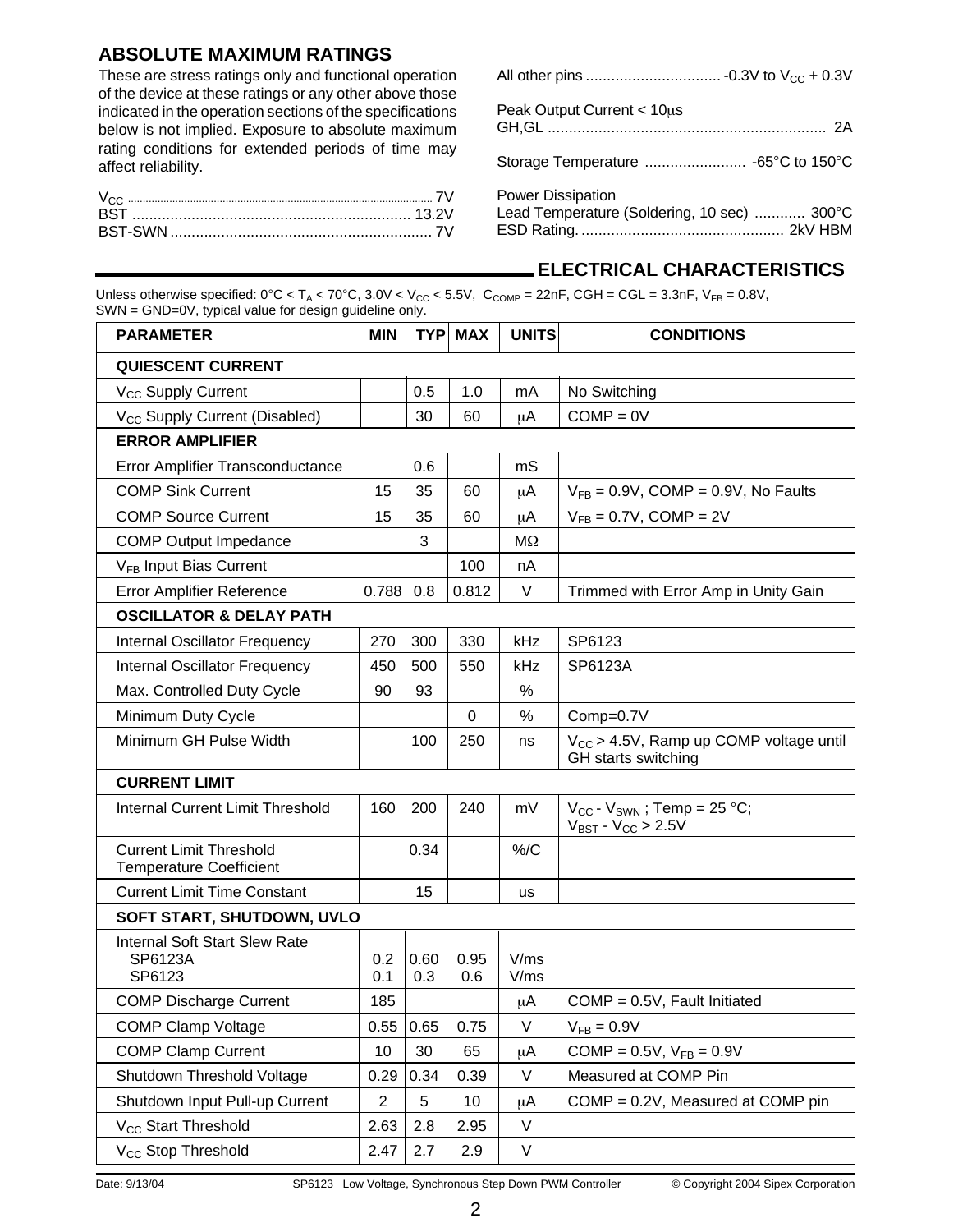## ABSOLUTE MAXIMUM RATINGS

These are stress ratings only and functional operation of the device at these ratings or any other above those indicated in the operation sections of the specifications below is not implied. Exposure to absolute maximum rating conditions for extended periods of time may affect reliability.

$V_{CC}$ ........ 7V
BST ........ 13.2V
BST-SWN ........ 7V
All other pins ........ -0.3V to $V_{CC}$ + 0.3V
Peak Output Current < 10μs
GH,GL ........ 2A
Storage Temperature ........ -65°C to 150°C
Power Dissipation
Lead Temperature (Soldering, 10 sec) ........ 300°C
ESD Rating. ........ 2kV HBM

## ELECTRICAL CHARACTERISTICS

Unless otherwise specified: 0°C < $T_A$ < 70°C, 3.0V < $V_{CC}$ < 5.5V, $C_{COMP}$ = 22nF, CGH = CGL = 3.3nF, $V_{FB}$ = 0.8V, SWN = GND=0V, typical value for design guideline only.

| PARAMETER | MIN | TYP | MAX | UNITS | CONDITIONS |
|---|---|---|---|---|---|
| **QUIESCENT CURRENT** | | | | | |
| $V_{CC}$ Supply Current | | 0.5 | 1.0 | mA | No Switching |
| $V_{CC}$ Supply Current (Disabled) | | 30 | 60 | μA | COMP = 0V |
| **ERROR AMPLIFIER** | | | | | |
| Error Amplifier Transconductance | | 0.6 | | mS | |
| COMP Sink Current | 15 | 35 | 60 | μA | $V_{FB}$ = 0.9V, COMP = 0.9V, No Faults |
| COMP Source Current | 15 | 35 | 60 | μA | $V_{FB}$ = 0.7V, COMP = 2V |
| COMP Output Impedance | | 3 | | MΩ | |
| $V_{FB}$ Input Bias Current | | | 100 | nA | |
| Error Amplifier Reference | 0.788 | 0.8 | 0.812 | V | Trimmed with Error Amp in Unity Gain |
| **OSCILLATOR & DELAY PATH** | | | | | |
| Internal Oscillator Frequency | 270 | 300 | 330 | kHz | SP6123 |
| Internal Oscillator Frequency | 450 | 500 | 550 | kHz | SP6123A |
| Max. Controlled Duty Cycle | 90 | 93 | | % | |
| Minimum Duty Cycle | | | 0 | % | Comp=0.7V |
| Minimum GH Pulse Width | | 100 | 250 | ns | $V_{CC}$ > 4.5V, Ramp up COMP voltage until GH starts switching |
| **CURRENT LIMIT** | | | | | |
| Internal Current Limit Threshold | 160 | 200 | 240 | mV | $V_{CC}$ - $V_{SWN}$ ; Temp = 25 °C; $V_{BST}$ - $V_{CC}$ > 2.5V |
| Current Limit Threshold Temperature Coefficient | | 0.34 | | %/C | |
| Current Limit Time Constant | | 15 | | us | |
| **SOFT START, SHUTDOWN, UVLO** | | | | | |
| Internal Soft Start Slew Rate<br>SP6123A<br>SP6123 | <br>0.2<br>0.1 | <br>0.60<br>0.3 | <br>0.95<br>0.6 | <br>V/ms<br>V/ms | |
| COMP Discharge Current | 185 | | | μA | COMP = 0.5V, Fault Initiated |
| COMP Clamp Voltage | 0.55 | 0.65 | 0.75 | V | $V_{FB}$ = 0.9V |
| COMP Clamp Current | 10 | 30 | 65 | μA | COMP = 0.5V, $V_{FB}$ = 0.9V |
| Shutdown Threshold Voltage | 0.29 | 0.34 | 0.39 | V | Measured at COMP Pin |
| Shutdown Input Pull-up Current | 2 | 5 | 10 | μA | COMP = 0.2V, Measured at COMP pin |
| $V_{CC}$ Start Threshold | 2.63 | 2.8 | 2.95 | V | |
| $V_{CC}$ Stop Threshold | 2.47 | 2.7 | 2.9 | V | |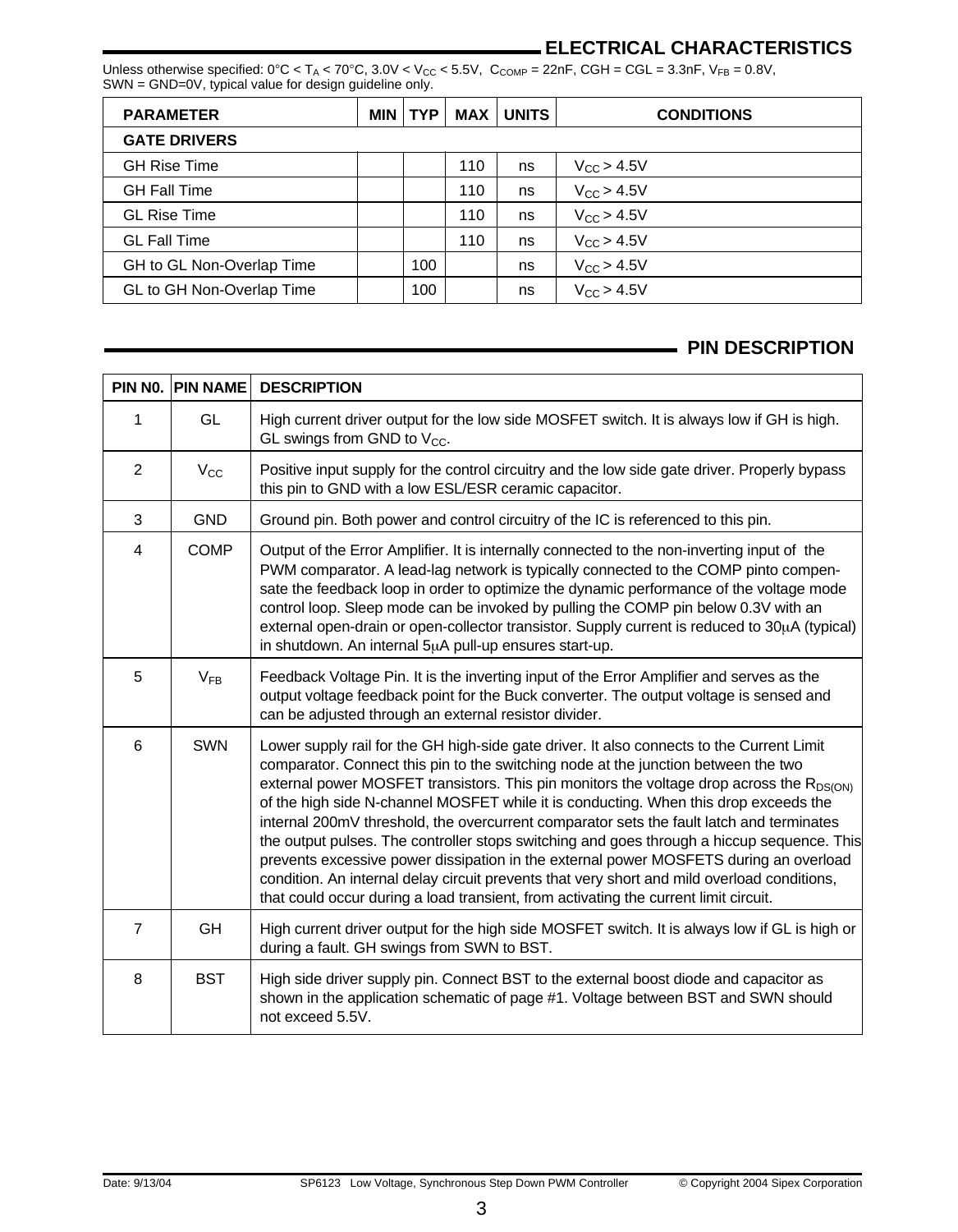## ELECTRICAL CHARACTERISTICS

Unless otherwise specified: 0°C < $T_A$ < 70°C, 3.0V < $V_{CC}$ < 5.5V, $C_{COMP}$ = 22nF, CGH = CGL = 3.3nF, $V_{FB}$ = 0.8V, SWN = GND=0V, typical value for design guideline only.

| PARAMETER | MIN | TYP | MAX | UNITS | CONDITIONS |
|---|---|---|---|---|---|
| **GATE DRIVERS** | | | | | |
| GH Rise Time | | | 110 | ns | $V_{CC}$ > 4.5V |
| GH Fall Time | | | 110 | ns | $V_{CC}$ > 4.5V |
| GL Rise Time | | | 110 | ns | $V_{CC}$ > 4.5V |
| GL Fall Time | | | 110 | ns | $V_{CC}$ > 4.5V |
| GH to GL Non-Overlap Time | | 100 | | ns | $V_{CC}$ > 4.5V |
| GL to GH Non-Overlap Time | | 100 | | ns | $V_{CC}$ > 4.5V |

## PIN DESCRIPTION

| PIN N0. | PIN NAME | DESCRIPTION |
|---|---|---|
| 1 | GL | High current driver output for the low side MOSFET switch. It is always low if GH is high. GL swings from GND to $V_{CC}$. |
| 2 | $V_{CC}$ | Positive input supply for the control circuitry and the low side gate driver. Properly bypass this pin to GND with a low ESL/ESR ceramic capacitor. |
| 3 | GND | Ground pin. Both power and control circuitry of the IC is referenced to this pin. |
| 4 | COMP | Output of the Error Amplifier. It is internally connected to the non-inverting input of the PWM comparator. A lead-lag network is typically connected to the COMP pinto compensate the feedback loop in order to optimize the dynamic performance of the voltage mode control loop. Sleep mode can be invoked by pulling the COMP pin below 0.3V with an external open-drain or open-collector transistor. Supply current is reduced to 30μA (typical) in shutdown. An internal 5μA pull-up ensures start-up. |
| 5 | $V_{FB}$ | Feedback Voltage Pin. It is the inverting input of the Error Amplifier and serves as the output voltage feedback point for the Buck converter. The output voltage is sensed and can be adjusted through an external resistor divider. |
| 6 | SWN | Lower supply rail for the GH high-side gate driver. It also connects to the Current Limit comparator. Connect this pin to the switching node at the junction between the two external power MOSFET transistors. This pin monitors the voltage drop across the $R_{DS(ON)}$ of the high side N-channel MOSFET while it is conducting. When this drop exceeds the internal 200mV threshold, the overcurrent comparator sets the fault latch and terminates the output pulses. The controller stops switching and goes through a hiccup sequence. This prevents excessive power dissipation in the external power MOSFETS during an overload condition. An internal delay circuit prevents that very short and mild overload conditions, that could occur during a load transient, from activating the current limit circuit. |
| 7 | GH | High current driver output for the high side MOSFET switch. It is always low if GL is high or during a fault. GH swings from SWN to BST. |
| 8 | BST | High side driver supply pin. Connect BST to the external boost diode and capacitor as shown in the application schematic of page #1. Voltage between BST and SWN should not exceed 5.5V. |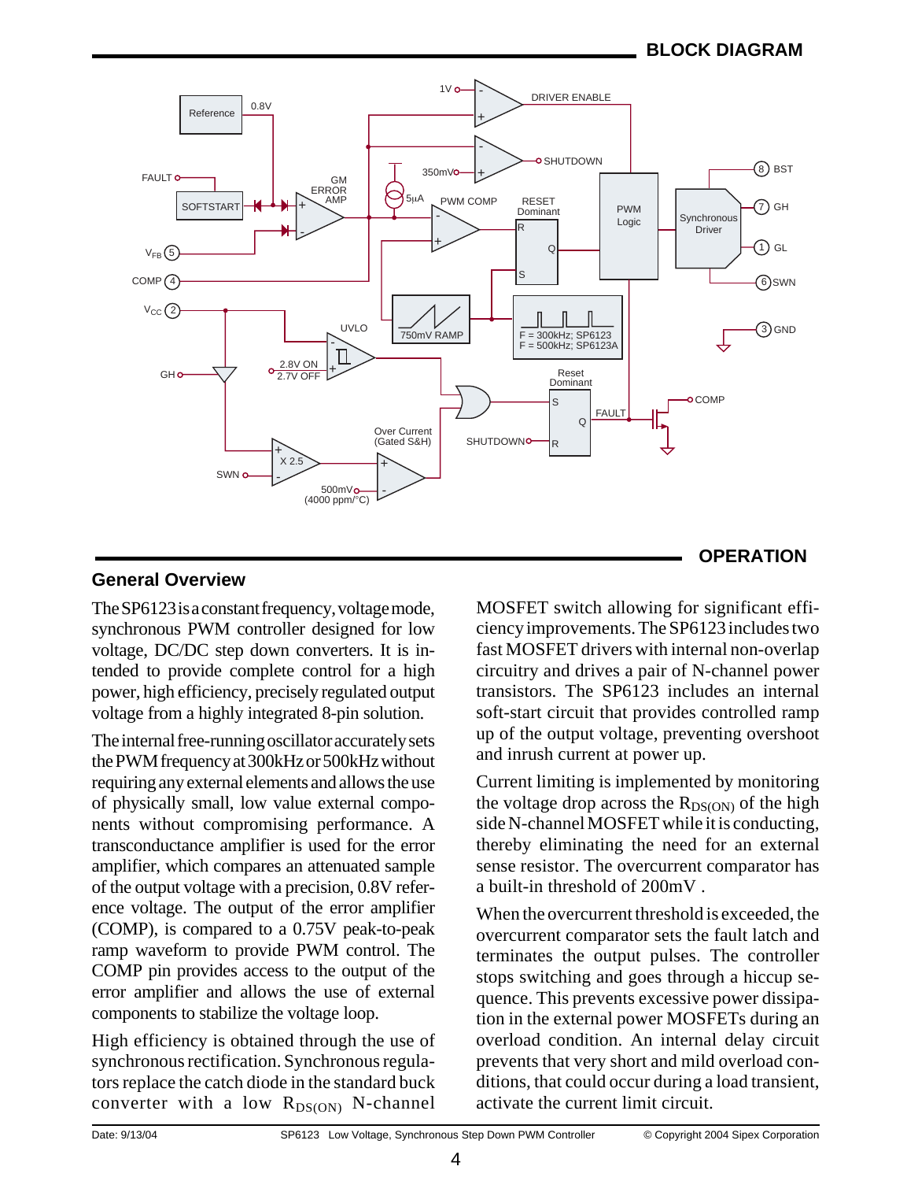## BLOCK DIAGRAM

## OPERATION

### General Overview

The SP6123 is a constant frequency, voltage mode, synchronous PWM controller designed for low voltage, DC/DC step down converters. It is intended to provide complete control for a high power, high efficiency, precisely regulated output voltage from a highly integrated 8-pin solution.

The internal free-running oscillator accurately sets the PWM frequency at 300kHz or 500kHz without requiring any external elements and allows the use of physically small, low value external components without compromising performance. A transconductance amplifier is used for the error amplifier, which compares an attenuated sample of the output voltage with a precision, 0.8V reference voltage. The output of the error amplifier (COMP), is compared to a 0.75V peak-to-peak ramp waveform to provide PWM control. The COMP pin provides access to the output of the error amplifier and allows the use of external components to stabilize the voltage loop.

High efficiency is obtained through the use of synchronous rectification. Synchronous regulators replace the catch diode in the standard buck converter with a low $R_{DS(ON)}$ N-channel MOSFET switch allowing for significant efficiency improvements. The SP6123 includes two fast MOSFET drivers with internal non-overlap circuitry and drives a pair of N-channel power transistors. The SP6123 includes an internal soft-start circuit that provides controlled ramp up of the output voltage, preventing overshoot and inrush current at power up.

Current limiting is implemented by monitoring the voltage drop across the $R_{DS(ON)}$ of the high side N-channel MOSFET while it is conducting, thereby eliminating the need for an external sense resistor. The overcurrent comparator has a built-in threshold of 200mV .

When the overcurrent threshold is exceeded, the overcurrent comparator sets the fault latch and terminates the output pulses. The controller stops switching and goes through a hiccup sequence. This prevents excessive power dissipation in the external power MOSFETs during an overload condition. An internal delay circuit prevents that very short and mild overload conditions, that could occur during a load transient, activate the current limit circuit.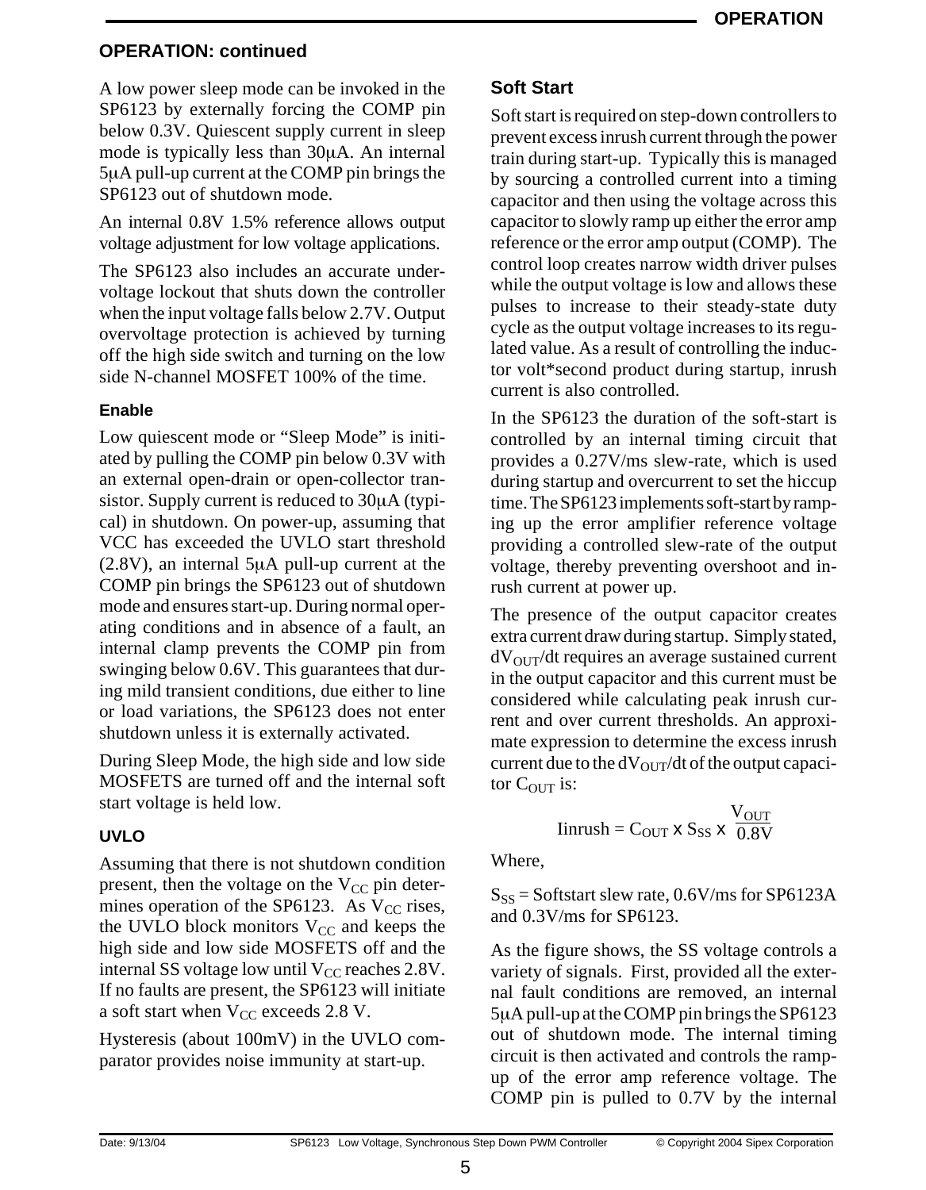## OPERATION: continued

A low power sleep mode can be invoked in the SP6123 by externally forcing the COMP pin below 0.3V. Quiescent supply current in sleep mode is typically less than 30μA. An internal 5μA pull-up current at the COMP pin brings the SP6123 out of shutdown mode.

An internal 0.8V 1.5% reference allows output voltage adjustment for low voltage applications.

The SP6123 also includes an accurate undervoltage lockout that shuts down the controller when the input voltage falls below 2.7V. Output overvoltage protection is achieved by turning off the high side switch and turning on the low side N-channel MOSFET 100% of the time.

### Enable

Low quiescent mode or "Sleep Mode" is initiated by pulling the COMP pin below 0.3V with an external open-drain or open-collector transistor. Supply current is reduced to 30μA (typical) in shutdown. On power-up, assuming that VCC has exceeded the UVLO start threshold (2.8V), an internal 5μA pull-up current at the COMP pin brings the SP6123 out of shutdown mode and ensures start-up. During normal operating conditions and in absence of a fault, an internal clamp prevents the COMP pin from swinging below 0.6V. This guarantees that during mild transient conditions, due either to line or load variations, the SP6123 does not enter shutdown unless it is externally activated.

During Sleep Mode, the high side and low side MOSFETS are turned off and the internal soft start voltage is held low.

### UVLO

Assuming that there is not shutdown condition present, then the voltage on the $V_{CC}$ pin determines operation of the SP6123. As $V_{CC}$ rises, the UVLO block monitors $V_{CC}$ and keeps the high side and low side MOSFETS off and the internal SS voltage low until $V_{CC}$ reaches 2.8V. If no faults are present, the SP6123 will initiate a soft start when $V_{CC}$ exceeds 2.8 V.

Hysteresis (about 100mV) in the UVLO comparator provides noise immunity at start-up.

### Soft Start

Soft start is required on step-down controllers to prevent excess inrush current through the power train during start-up. Typically this is managed by sourcing a controlled current into a timing capacitor and then using the voltage across this capacitor to slowly ramp up either the error amp reference or the error amp output (COMP). The control loop creates narrow width driver pulses while the output voltage is low and allows these pulses to increase to their steady-state duty cycle as the output voltage increases to its regulated value. As a result of controlling the inductor volt*second product during startup, inrush current is also controlled.

In the SP6123 the duration of the soft-start is controlled by an internal timing circuit that provides a 0.27V/ms slew-rate, which is used during startup and overcurrent to set the hiccup time. The SP6123 implements soft-start by ramping up the error amplifier reference voltage providing a controlled slew-rate of the output voltage, thereby preventing overshoot and inrush current at power up.

The presence of the output capacitor creates extra current draw during startup. Simply stated, $dV_{OUT}/dt$ requires an average sustained current in the output capacitor and this current must be considered while calculating peak inrush current and over current thresholds. An approximate expression to determine the excess inrush current due to the $dV_{OUT}/dt$ of the output capacitor $C_{OUT}$ is:

$$I_{inrush} = C_{OUT} \times S_{SS} \times \frac{V_{OUT}}{0.8V}$$

Where,

$S_{SS}$ = Softstart slew rate, 0.6V/ms for SP6123A and 0.3V/ms for SP6123.

As the figure shows, the SS voltage controls a variety of signals. First, provided all the external fault conditions are removed, an internal 5μA pull-up at the COMP pin brings the SP6123 out of shutdown mode. The internal timing circuit is then activated and controls the ramp-up of the error amp reference voltage. The COMP pin is pulled to 0.7V by the internal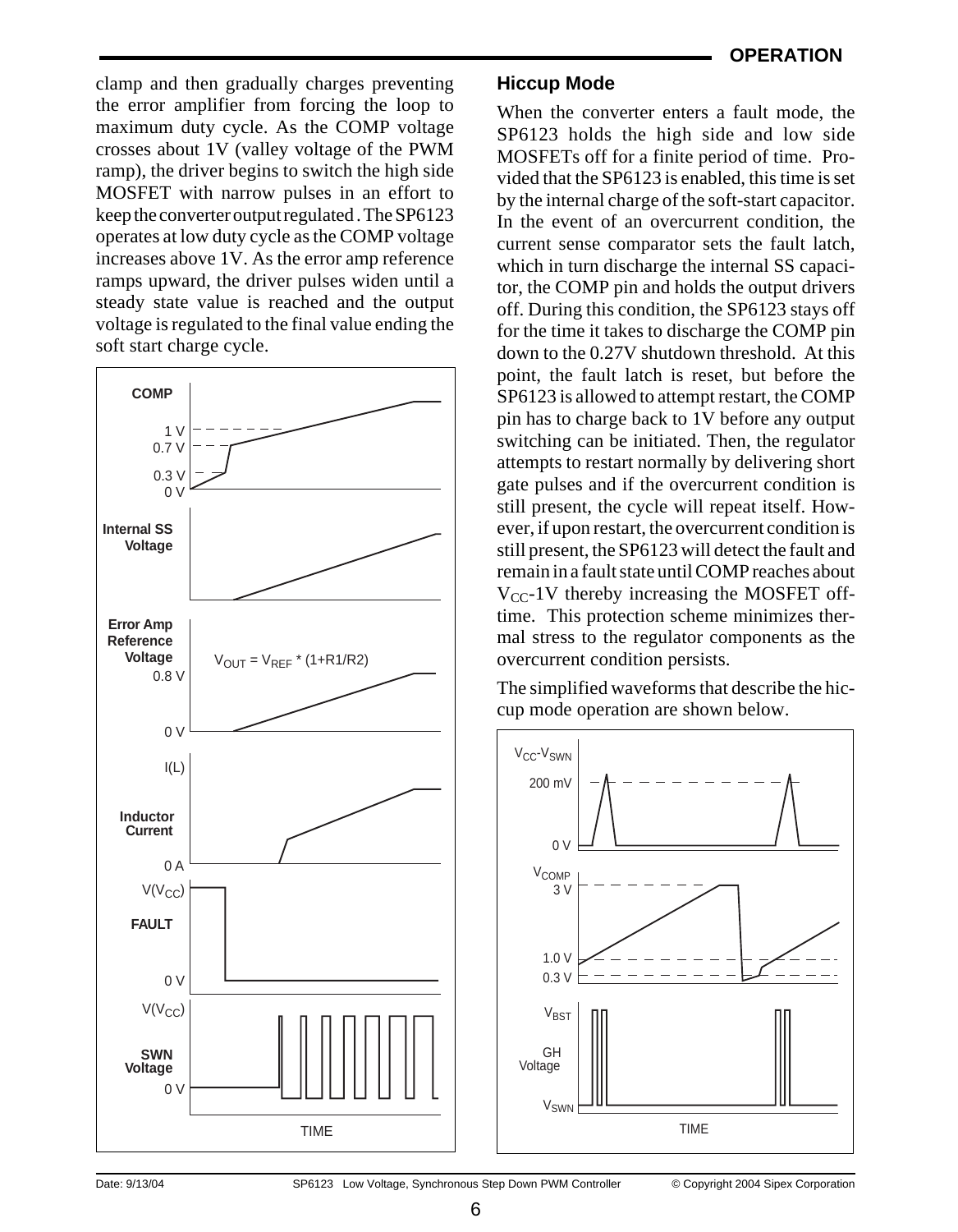clamp and then gradually charges preventing the error amplifier from forcing the loop to maximum duty cycle. As the COMP voltage crosses about 1V (valley voltage of the PWM ramp), the driver begins to switch the high side MOSFET with narrow pulses in an effort to keep the converter output regulated. The SP6123 operates at low duty cycle as the COMP voltage increases above 1V. As the error amp reference ramps upward, the driver pulses widen until a steady state value is reached and the output voltage is regulated to the final value ending the soft start charge cycle.

### Hiccup Mode

When the converter enters a fault mode, the SP6123 holds the high side and low side MOSFETs off for a finite period of time. Provided that the SP6123 is enabled, this time is set by the internal charge of the soft-start capacitor. In the event of an overcurrent condition, the current sense comparator sets the fault latch, which in turn discharge the internal SS capacitor, the COMP pin and holds the output drivers off. During this condition, the SP6123 stays off for the time it takes to discharge the COMP pin down to the 0.27V shutdown threshold. At this point, the fault latch is reset, but before the SP6123 is allowed to attempt restart, the COMP pin has to charge back to 1V before any output switching can be initiated. Then, the regulator attempts to restart normally by delivering short gate pulses and if the overcurrent condition is still present, the cycle will repeat itself. However, if upon restart, the overcurrent condition is still present, the SP6123 will detect the fault and remain in a fault state until COMP reaches about $V_{CC}$-1V thereby increasing the MOSFET off-time. This protection scheme minimizes thermal stress to the regulator components as the overcurrent condition persists.

The simplified waveforms that describe the hiccup mode operation are shown below.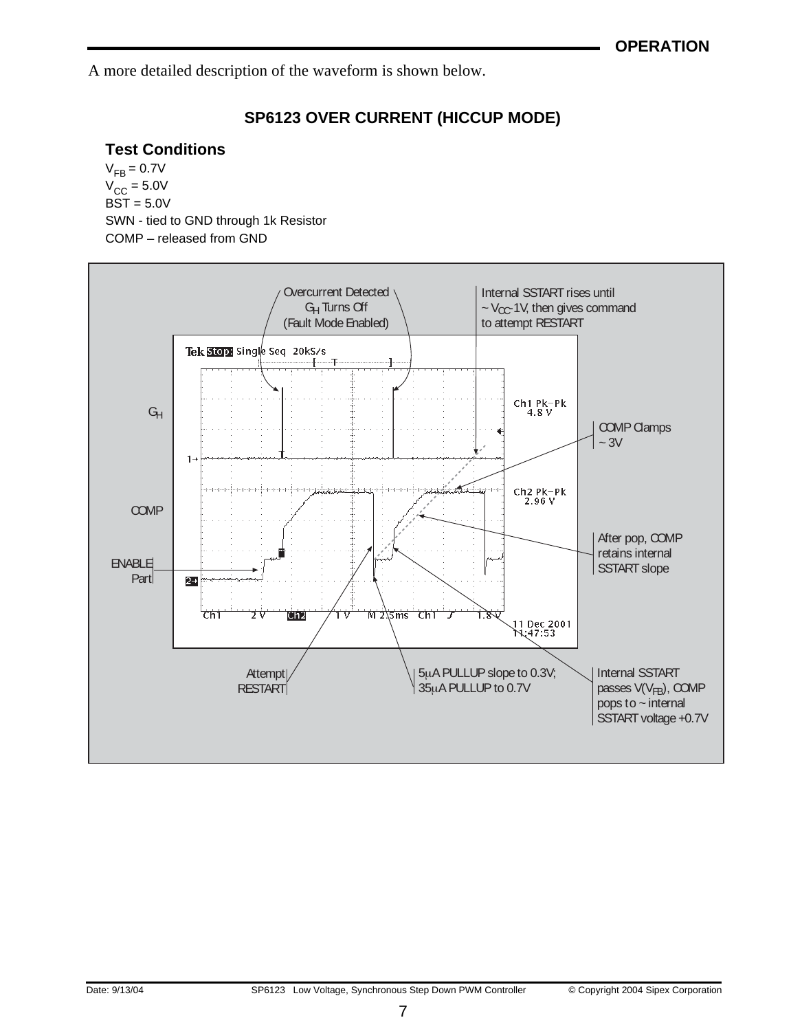A more detailed description of the waveform is shown below.

### SP6123 OVER CURRENT (HICCUP MODE)

**Test Conditions**

$V_{FB}$ = 0.7V
$V_{CC}$ = 5.0V
BST = 5.0V
SWN - tied to GND through 1k Resistor
COMP – released from GND

Overcurrent Detected $G_H$ Turns Off (Fault Mode Enabled)

Internal SSTART rises until ~ $V_{CC}$-1V, then gives command to attempt RESTART

$G_H$

COMP Clamps ~ 3V

COMP

After pop, COMP retains internal SSTART slope

ENABLE Part

Attempt RESTART

5µA PULLUP slope to 0.3V; 35µA PULLUP to 0.7V

Internal SSTART passes V($V_{FB}$), COMP pops to ~ internal SSTART voltage +0.7V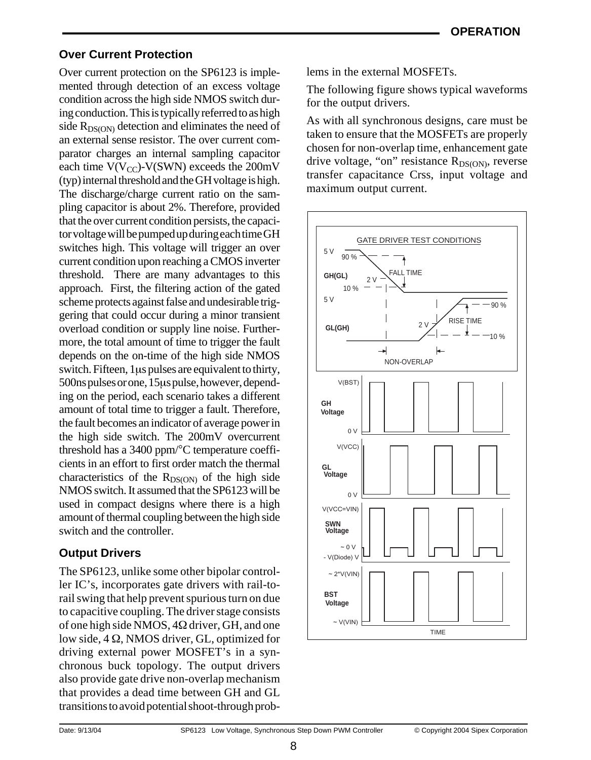## Over Current Protection

Over current protection on the SP6123 is implemented through detection of an excess voltage condition across the high side NMOS switch during conduction. This is typically referred to as high side $R_{DS(ON)}$ detection and eliminates the need of an external sense resistor. The over current comparator charges an internal sampling capacitor each time $V(V_{CC})$-V(SWN) exceeds the 200mV (typ) internal threshold and the GH voltage is high. The discharge/charge current ratio on the sampling capacitor is about 2%. Therefore, provided that the over current condition persists, the capacitor voltage will be pumped up during each time GH switches high. This voltage will trigger an over current condition upon reaching a CMOS inverter threshold. There are many advantages to this approach. First, the filtering action of the gated scheme protects against false and undesirable triggering that could occur during a minor transient overload condition or supply line noise. Furthermore, the total amount of time to trigger the fault depends on the on-time of the high side NMOS switch. Fifteen, 1μs pulses are equivalent to thirty, 500ns pulses or one, 15μs pulse, however, depending on the period, each scenario takes a different amount of total time to trigger a fault. Therefore, the fault becomes an indicator of average power in the high side switch. The 200mV overcurrent threshold has a 3400 ppm/°C temperature coefficients in an effort to first order match the thermal characteristics of the $R_{DS(ON)}$ of the high side NMOS switch. It assumed that the SP6123 will be used in compact designs where there is a high amount of thermal coupling between the high side switch and the controller.

## Output Drivers

The SP6123, unlike some other bipolar controller IC's, incorporates gate drivers with rail-to-rail swing that help prevent spurious turn on due to capacitive coupling. The driver stage consists of one high side NMOS, 4Ω driver, GH, and one low side, 4 Ω, NMOS driver, GL, optimized for driving external power MOSFET's in a synchronous buck topology. The output drivers also provide gate drive non-overlap mechanism that provides a dead time between GH and GL transitions to avoid potential shoot-through problems in the external MOSFETs.

The following figure shows typical waveforms for the output drivers.

As with all synchronous designs, care must be taken to ensure that the MOSFETs are properly chosen for non-overlap time, enhancement gate drive voltage, "on" resistance $R_{DS(ON)}$, reverse transfer capacitance Crss, input voltage and maximum output current.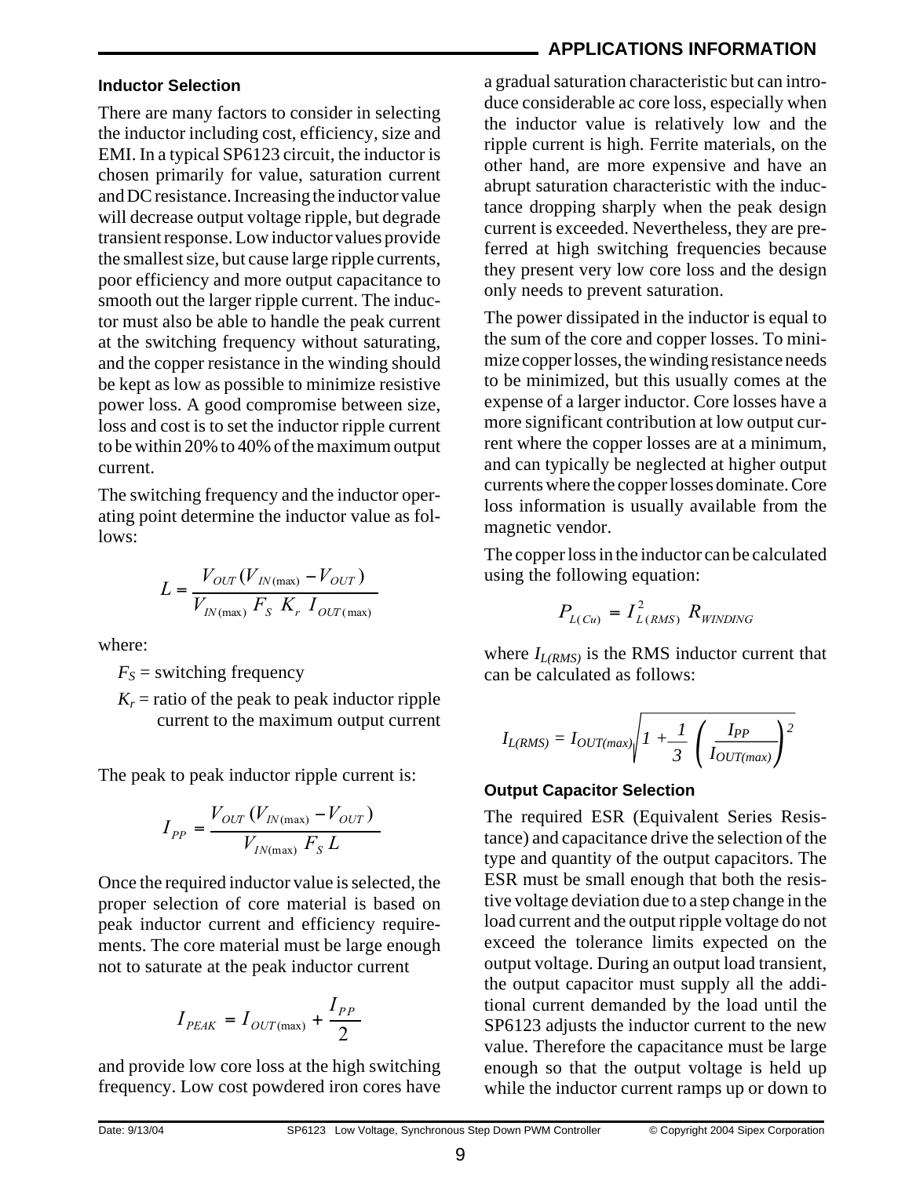## Inductor Selection

There are many factors to consider in selecting the inductor including cost, efficiency, size and EMI. In a typical SP6123 circuit, the inductor is chosen primarily for value, saturation current and DC resistance. Increasing the inductor value will decrease output voltage ripple, but degrade transient response. Low inductor values provide the smallest size, but cause large ripple currents, poor efficiency and more output capacitance to smooth out the larger ripple current. The inductor must also be able to handle the peak current at the switching frequency without saturating, and the copper resistance in the winding should be kept as low as possible to minimize resistive power loss. A good compromise between size, loss and cost is to set the inductor ripple current to be within 20% to 40% of the maximum output current.

The switching frequency and the inductor operating point determine the inductor value as follows:

$$L = \frac{V_{OUT}(V_{IN(\max)} - V_{OUT})}{V_{IN(\max)}\, F_S\, K_r\, I_{OUT(\max)}}$$

where:

$F_S$ = switching frequency

$K_r$ = ratio of the peak to peak inductor ripple current to the maximum output current

The peak to peak inductor ripple current is:

$$I_{PP} = \frac{V_{OUT}(V_{IN(\max)} - V_{OUT})}{V_{IN(\max)}\, F_S\, L}$$

Once the required inductor value is selected, the proper selection of core material is based on peak inductor current and efficiency requirements. The core material must be large enough not to saturate at the peak inductor current

$$I_{PEAK} = I_{OUT(\max)} + \frac{I_{PP}}{2}$$

and provide low core loss at the high switching frequency. Low cost powdered iron cores have a gradual saturation characteristic but can introduce considerable ac core loss, especially when the inductor value is relatively low and the ripple current is high. Ferrite materials, on the other hand, are more expensive and have an abrupt saturation characteristic with the inductance dropping sharply when the peak design current is exceeded. Nevertheless, they are preferred at high switching frequencies because they present very low core loss and the design only needs to prevent saturation.

The power dissipated in the inductor is equal to the sum of the core and copper losses. To minimize copper losses, the winding resistance needs to be minimized, but this usually comes at the expense of a larger inductor. Core losses have a more significant contribution at low output current where the copper losses are at a minimum, and can typically be neglected at higher output currents where the copper losses dominate. Core loss information is usually available from the magnetic vendor.

The copper loss in the inductor can be calculated using the following equation:

$$P_{L(Cu)} = I_{L(RMS)}^2\, R_{WINDING}$$

where $I_{L(RMS)}$ is the RMS inductor current that can be calculated as follows:

$$I_{L(RMS)} = I_{OUT(max)}\sqrt{1 + \frac{1}{3}\left(\frac{I_{PP}}{I_{OUT(max)}}\right)^2}$$

## Output Capacitor Selection

The required ESR (Equivalent Series Resistance) and capacitance drive the selection of the type and quantity of the output capacitors. The ESR must be small enough that both the resistive voltage deviation due to a step change in the load current and the output ripple voltage do not exceed the tolerance limits expected on the output voltage. During an output load transient, the output capacitor must supply all the additional current demanded by the load until the SP6123 adjusts the inductor current to the new value. Therefore the capacitance must be large enough so that the output voltage is held up while the inductor current ramps up or down to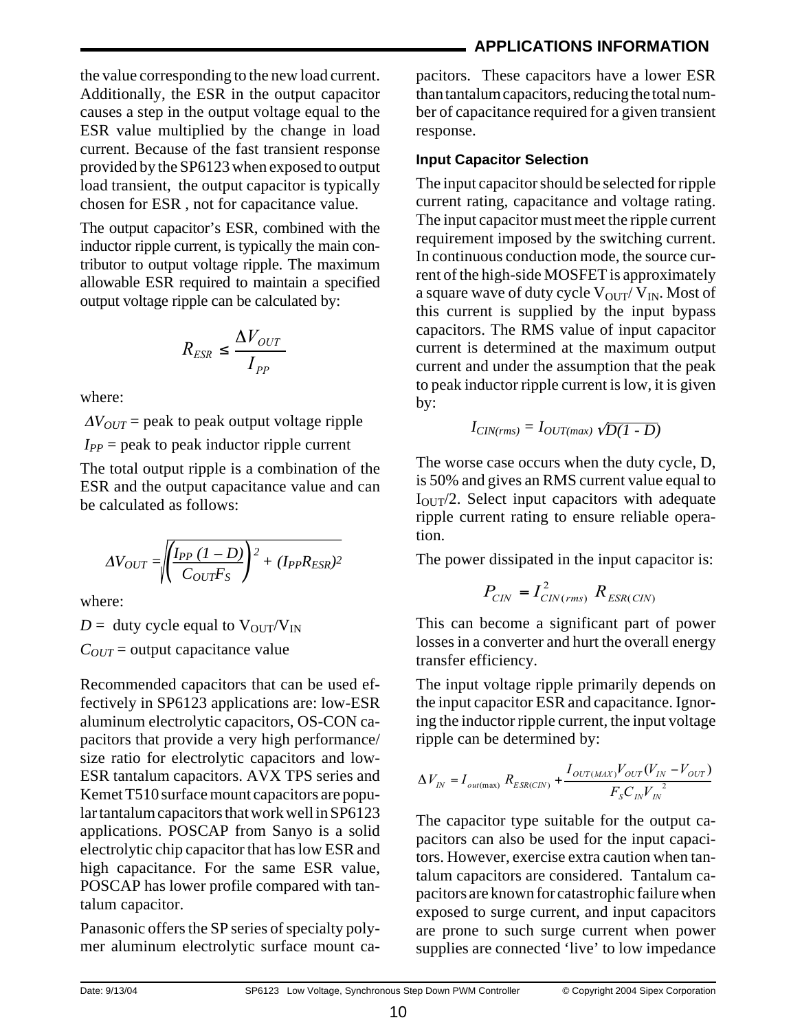the value corresponding to the new load current. Additionally, the ESR in the output capacitor causes a step in the output voltage equal to the ESR value multiplied by the change in load current. Because of the fast transient response provided by the SP6123 when exposed to output load transient, the output capacitor is typically chosen for ESR , not for capacitance value.

The output capacitor's ESR, combined with the inductor ripple current, is typically the main contributor to output voltage ripple. The maximum allowable ESR required to maintain a specified output voltage ripple can be calculated by:

$$R_{ESR} \leq \frac{\Delta V_{OUT}}{I_{PP}}$$

where:

$\Delta V_{OUT}$ = peak to peak output voltage ripple

$I_{PP}$ = peak to peak inductor ripple current

The total output ripple is a combination of the ESR and the output capacitance value and can be calculated as follows:

$$\Delta V_{OUT} = \sqrt{\left(\frac{I_{PP}\,(1 - D)}{C_{OUT}F_S}\right)^2 + (I_{PP}R_{ESR})^2}$$

where:

$D$ = duty cycle equal to $V_{OUT}/V_{IN}$

$C_{OUT}$ = output capacitance value

Recommended capacitors that can be used effectively in SP6123 applications are: low-ESR aluminum electrolytic capacitors, OS-CON capacitors that provide a very high performance/ size ratio for electrolytic capacitors and low-ESR tantalum capacitors. AVX TPS series and Kemet T510 surface mount capacitors are popular tantalum capacitors that work well in SP6123 applications. POSCAP from Sanyo is a solid electrolytic chip capacitor that has low ESR and high capacitance. For the same ESR value, POSCAP has lower profile compared with tantalum capacitor.

Panasonic offers the SP series of specialty polymer aluminum electrolytic surface mount capacitors. These capacitors have a lower ESR than tantalum capacitors, reducing the total number of capacitance required for a given transient response.

### Input Capacitor Selection

The input capacitor should be selected for ripple current rating, capacitance and voltage rating. The input capacitor must meet the ripple current requirement imposed by the switching current. In continuous conduction mode, the source current of the high-side MOSFET is approximately a square wave of duty cycle $V_{OUT}/V_{IN}$. Most of this current is supplied by the input bypass capacitors. The RMS value of input capacitor current is determined at the maximum output current and under the assumption that the peak to peak inductor ripple current is low, it is given by:

$$I_{CIN(rms)} = I_{OUT(max)} \sqrt{D(1 - D)}$$

The worse case occurs when the duty cycle, D, is 50% and gives an RMS current value equal to $I_{OUT}/2$. Select input capacitors with adequate ripple current rating to ensure reliable operation.

The power dissipated in the input capacitor is:

$$P_{CIN} = I^2_{CIN(rms)}\; R_{ESR(CIN)}$$

This can become a significant part of power losses in a converter and hurt the overall energy transfer efficiency.

The input voltage ripple primarily depends on the input capacitor ESR and capacitance. Ignoring the inductor ripple current, the input voltage ripple can be determined by:

$$\Delta V_{IN} = I_{out(\max)}\; R_{ESR(CIN)} + \frac{I_{OUT(MAX)}V_{OUT}(V_{IN} - V_{OUT})}{F_S C_{IN} V_{IN}^{\;2}}$$

The capacitor type suitable for the output capacitors can also be used for the input capacitors. However, exercise extra caution when tantalum capacitors are considered. Tantalum capacitors are known for catastrophic failure when exposed to surge current, and input capacitors are prone to such surge current when power supplies are connected 'live' to low impedance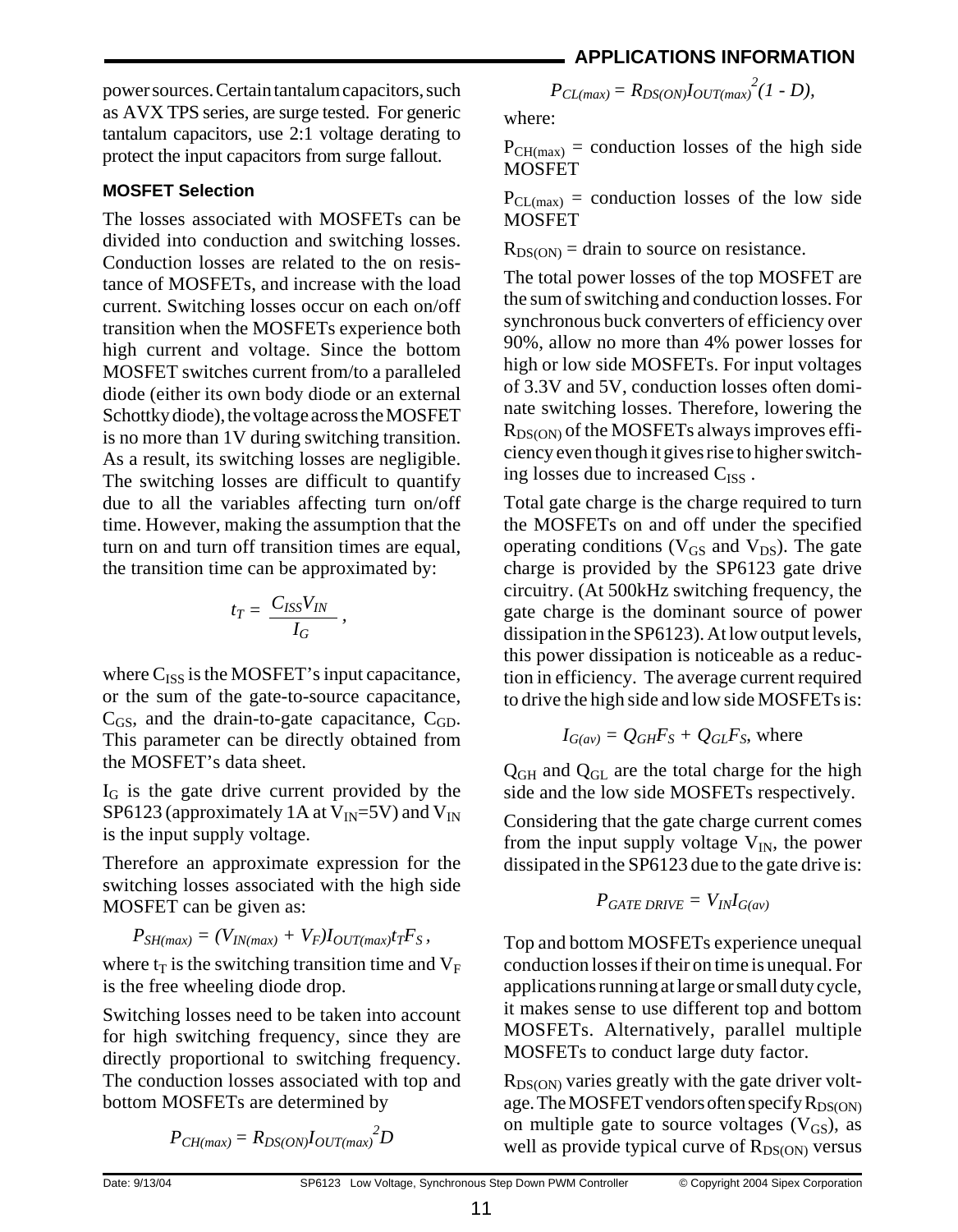power sources. Certain tantalum capacitors, such as AVX TPS series, are surge tested. For generic tantalum capacitors, use 2:1 voltage derating to protect the input capacitors from surge fallout.

### MOSFET Selection

The losses associated with MOSFETs can be divided into conduction and switching losses. Conduction losses are related to the on resistance of MOSFETs, and increase with the load current. Switching losses occur on each on/off transition when the MOSFETs experience both high current and voltage. Since the bottom MOSFET switches current from/to a paralleled diode (either its own body diode or an external Schottky diode), the voltage across the MOSFET is no more than 1V during switching transition. As a result, its switching losses are negligible. The switching losses are difficult to quantify due to all the variables affecting turn on/off time. However, making the assumption that the turn on and turn off transition times are equal, the transition time can be approximated by:

$$t_T = \frac{C_{ISS}V_{IN}}{I_G},$$

where $C_{ISS}$ is the MOSFET's input capacitance, or the sum of the gate-to-source capacitance, $C_{GS}$, and the drain-to-gate capacitance, $C_{GD}$. This parameter can be directly obtained from the MOSFET's data sheet.

$I_G$ is the gate drive current provided by the SP6123 (approximately 1A at $V_{IN}$=5V) and $V_{IN}$ is the input supply voltage.

Therefore an approximate expression for the switching losses associated with the high side MOSFET can be given as:

$$P_{SH(max)} = (V_{IN(max)} + V_F)I_{OUT(max)}t_TF_S,$$

where $t_T$ is the switching transition time and $V_F$ is the free wheeling diode drop.

Switching losses need to be taken into account for high switching frequency, since they are directly proportional to switching frequency. The conduction losses associated with top and bottom MOSFETs are determined by

$$P_{CH(max)} = R_{DS(ON)}I_{OUT(max)}^2D$$

$$P_{CL(max)} = R_{DS(ON)}I_{OUT(max)}^2(1 - D),$$

where:

$P_{CH(max)}$ = conduction losses of the high side MOSFET

$P_{CL(max)}$ = conduction losses of the low side MOSFET

$R_{DS(ON)}$ = drain to source on resistance.

The total power losses of the top MOSFET are the sum of switching and conduction losses. For synchronous buck converters of efficiency over 90%, allow no more than 4% power losses for high or low side MOSFETs. For input voltages of 3.3V and 5V, conduction losses often dominate switching losses. Therefore, lowering the $R_{DS(ON)}$ of the MOSFETs always improves efficiency even though it gives rise to higher switching losses due to increased $C_{ISS}$.

Total gate charge is the charge required to turn the MOSFETs on and off under the specified operating conditions ($V_{GS}$ and $V_{DS}$). The gate charge is provided by the SP6123 gate drive circuitry. (At 500kHz switching frequency, the gate charge is the dominant source of power dissipation in the SP6123). At low output levels, this power dissipation is noticeable as a reduction in efficiency. The average current required to drive the high side and low side MOSFETs is:

$$I_{G(av)} = Q_{GH}F_S + Q_{GL}F_S, \text{ where}$$

$Q_{GH}$ and $Q_{GL}$ are the total charge for the high side and the low side MOSFETs respectively.

Considering that the gate charge current comes from the input supply voltage $V_{IN}$, the power dissipated in the SP6123 due to the gate drive is:

$$P_{GATE\ DRIVE} = V_{IN}I_{G(av)}$$

Top and bottom MOSFETs experience unequal conduction losses if their on time is unequal. For applications running at large or small duty cycle, it makes sense to use different top and bottom MOSFETs. Alternatively, parallel multiple MOSFETs to conduct large duty factor.

$R_{DS(ON)}$ varies greatly with the gate driver voltage. The MOSFET vendors often specify $R_{DS(ON)}$ on multiple gate to source voltages ($V_{GS}$), as well as provide typical curve of $R_{DS(ON)}$ versus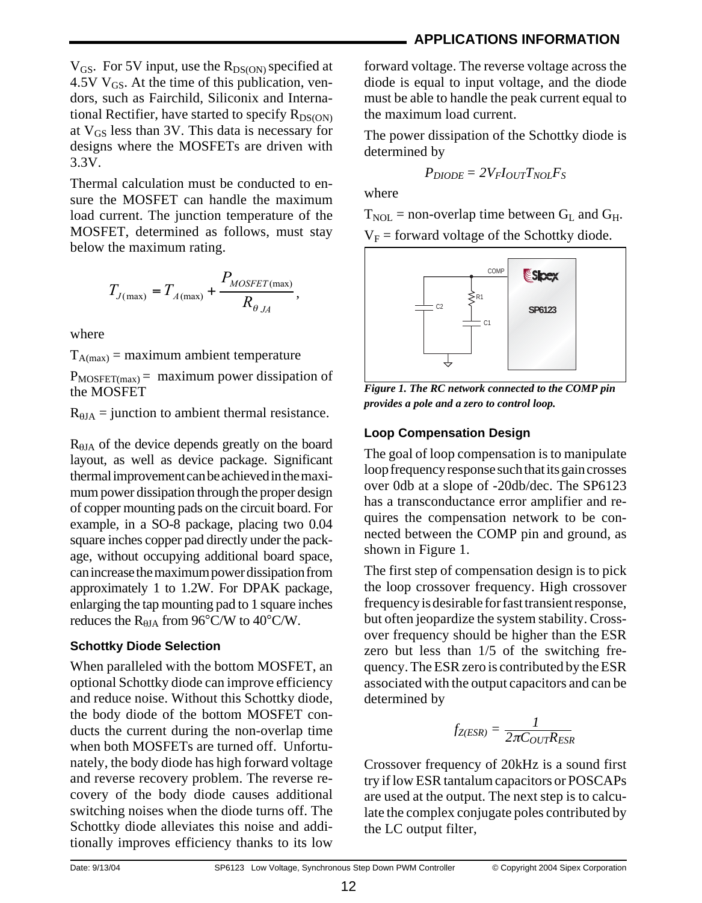$V_{GS}$. For 5V input, use the $R_{DS(ON)}$ specified at 4.5V $V_{GS}$. At the time of this publication, vendors, such as Fairchild, Siliconix and International Rectifier, have started to specify $R_{DS(ON)}$ at $V_{GS}$ less than 3V. This data is necessary for designs where the MOSFETs are driven with 3.3V.

Thermal calculation must be conducted to ensure the MOSFET can handle the maximum load current. The junction temperature of the MOSFET, determined as follows, must stay below the maximum rating.

$$T_{J(\max)} = T_{A(\max)} + \frac{P_{MOSFET(\max)}}{R_{\theta JA}},$$

where

$T_{A(max)}$ = maximum ambient temperature

$P_{MOSFET(max)}$ = maximum power dissipation of the MOSFET

$R_{\theta JA}$ = junction to ambient thermal resistance.

$R_{\theta JA}$ of the device depends greatly on the board layout, as well as device package. Significant thermal improvement can be achieved in the maximum power dissipation through the proper design of copper mounting pads on the circuit board. For example, in a SO-8 package, placing two 0.04 square inches copper pad directly under the package, without occupying additional board space, can increase the maximum power dissipation from approximately 1 to 1.2W. For DPAK package, enlarging the tap mounting pad to 1 square inches reduces the $R_{\theta JA}$ from 96°C/W to 40°C/W.

### Schottky Diode Selection

When paralleled with the bottom MOSFET, an optional Schottky diode can improve efficiency and reduce noise. Without this Schottky diode, the body diode of the bottom MOSFET conducts the current during the non-overlap time when both MOSFETs are turned off. Unfortunately, the body diode has high forward voltage and reverse recovery problem. The reverse recovery of the body diode causes additional switching noises when the diode turns off. The Schottky diode alleviates this noise and additionally improves efficiency thanks to its low forward voltage. The reverse voltage across the diode is equal to input voltage, and the diode must be able to handle the peak current equal to the maximum load current.

The power dissipation of the Schottky diode is determined by

$$P_{DIODE} = 2V_F I_{OUT} T_{NOL} F_S$$

where

$T_{NOL}$ = non-overlap time between $G_L$ and $G_H$.

$V_F$ = forward voltage of the Schottky diode.

*Figure 1. The RC network connected to the COMP pin provides a pole and a zero to control loop.*

### Loop Compensation Design

The goal of loop compensation is to manipulate loop frequency response such that its gain crosses over 0db at a slope of -20db/dec. The SP6123 has a transconductance error amplifier and requires the compensation network to be connected between the COMP pin and ground, as shown in Figure 1.

The first step of compensation design is to pick the loop crossover frequency. High crossover frequency is desirable for fast transient response, but often jeopardize the system stability. Crossover frequency should be higher than the ESR zero but less than 1/5 of the switching frequency. The ESR zero is contributed by the ESR associated with the output capacitors and can be determined by

$$f_{Z(ESR)} = \frac{1}{2\pi C_{OUT} R_{ESR}}$$

Crossover frequency of 20kHz is a sound first try if low ESR tantalum capacitors or POSCAPs are used at the output. The next step is to calculate the complex conjugate poles contributed by the LC output filter,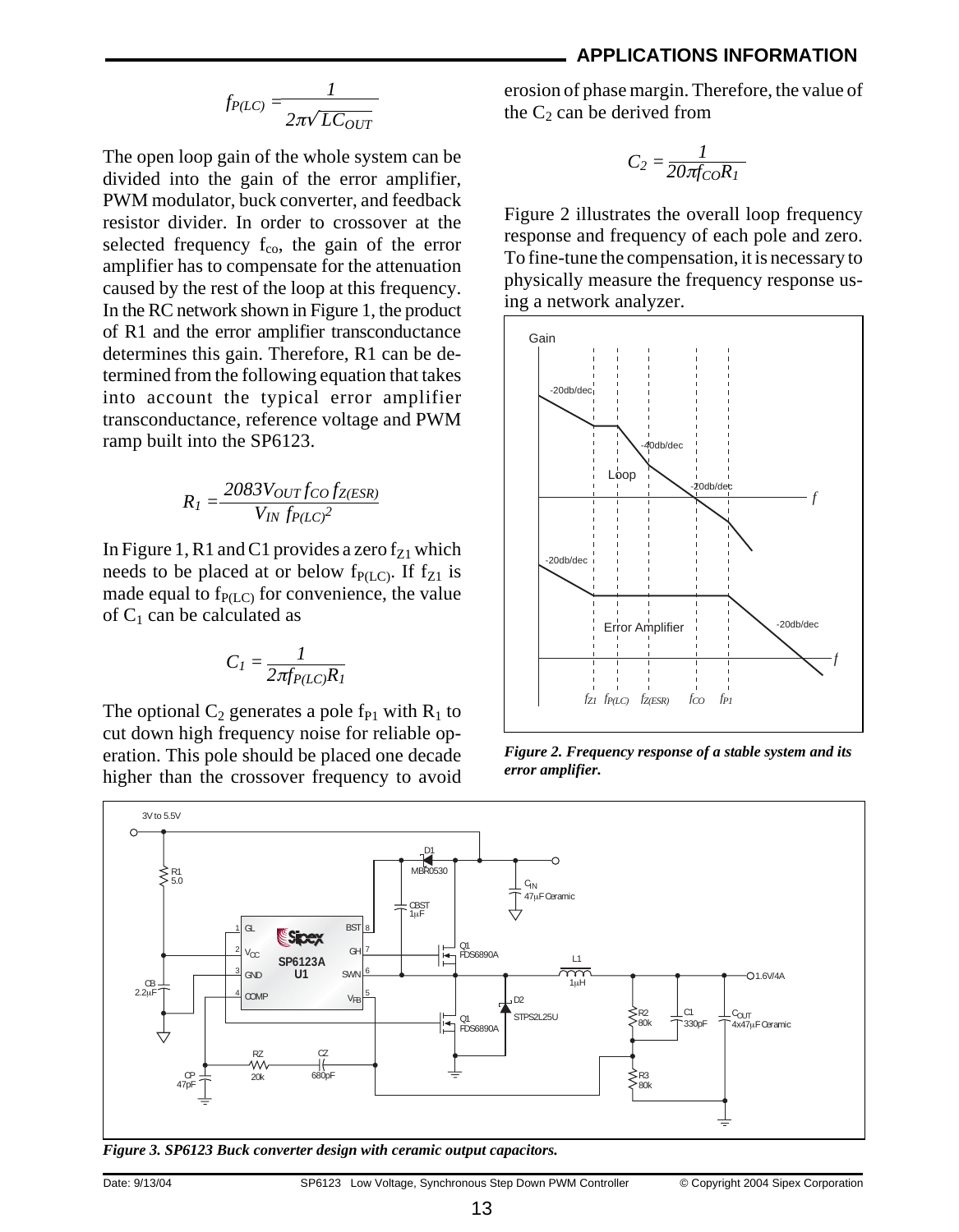$$f_{P(LC)} = \frac{1}{2\pi\sqrt{LC_{OUT}}}$$

The open loop gain of the whole system can be divided into the gain of the error amplifier, PWM modulator, buck converter, and feedback resistor divider. In order to crossover at the selected frequency $f_{co}$, the gain of the error amplifier has to compensate for the attenuation caused by the rest of the loop at this frequency. In the RC network shown in Figure 1, the product of R1 and the error amplifier transconductance determines this gain. Therefore, R1 can be determined from the following equation that takes into account the typical error amplifier transconductance, reference voltage and PWM ramp built into the SP6123.

$$R_1 = \frac{2083 V_{OUT} f_{CO} f_{Z(ESR)}}{V_{IN}\ f_{P(LC)}^2}$$

In Figure 1, R1 and C1 provides a zero $f_{Z1}$ which needs to be placed at or below $f_{P(LC)}$. If $f_{Z1}$ is made equal to $f_{P(LC)}$ for convenience, the value of $C_1$ can be calculated as

$$C_1 = \frac{1}{2\pi f_{P(LC)} R_1}$$

The optional $C_2$ generates a pole $f_{P1}$ with $R_1$ to cut down high frequency noise for reliable operation. This pole should be placed one decade higher than the crossover frequency to avoid erosion of phase margin. Therefore, the value of the $C_2$ can be derived from

$$C_2 = \frac{1}{20\pi f_{CO} R_1}$$

Figure 2 illustrates the overall loop frequency response and frequency of each pole and zero. To fine-tune the compensation, it is necessary to physically measure the frequency response using a network analyzer.

*Figure 2. Frequency response of a stable system and its error amplifier.*

*Figure 3. SP6123 Buck converter design with ceramic output capacitors.*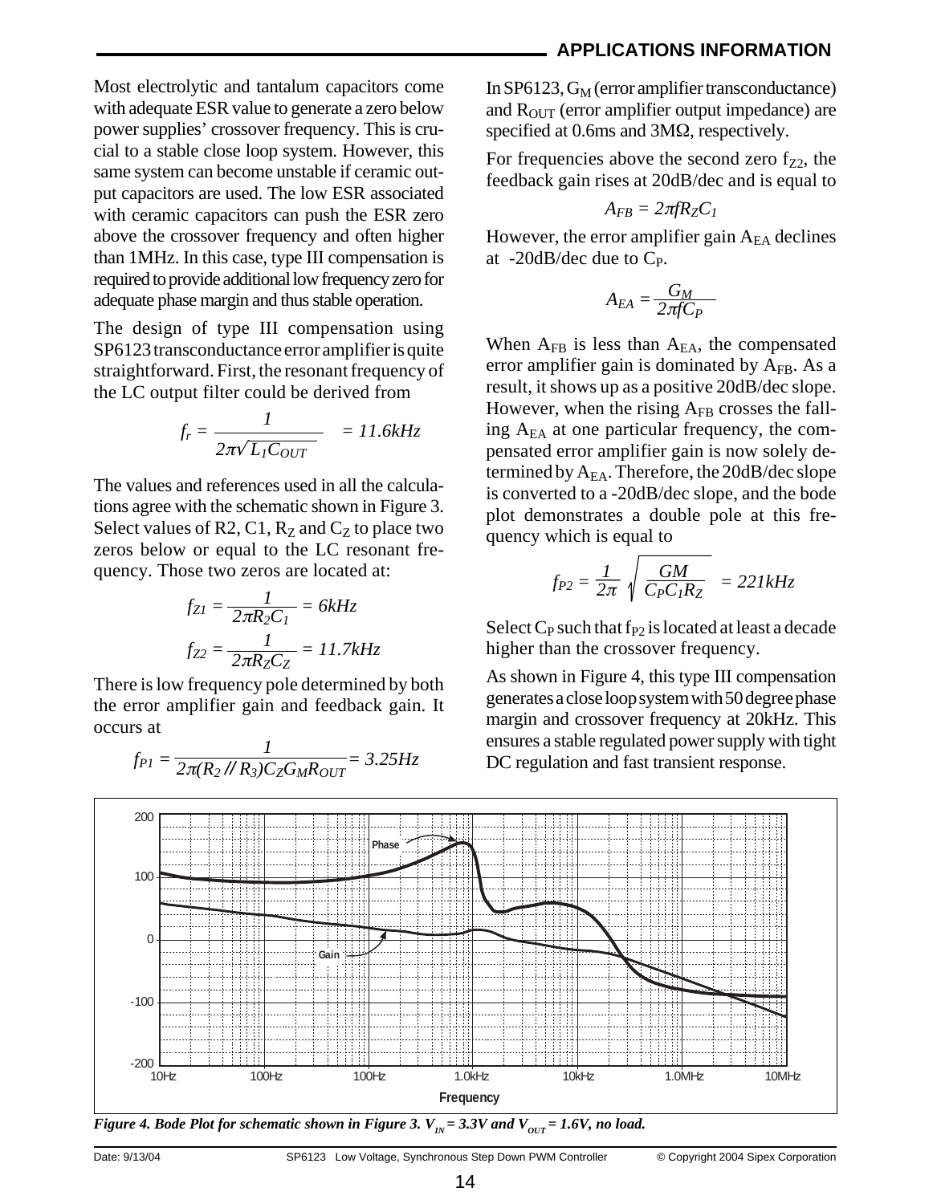Most electrolytic and tantalum capacitors come with adequate ESR value to generate a zero below power supplies' crossover frequency. This is crucial to a stable close loop system. However, this same system can become unstable if ceramic output capacitors are used. The low ESR associated with ceramic capacitors can push the ESR zero above the crossover frequency and often higher than 1MHz. In this case, type III compensation is required to provide additional low frequency zero for adequate phase margin and thus stable operation.

The design of type III compensation using SP6123 transconductance error amplifier is quite straightforward. First, the resonant frequency of the LC output filter could be derived from

$$f_r = \frac{1}{2\pi\sqrt{L_1 C_{OUT}}} = 11.6kHz$$

The values and references used in all the calculations agree with the schematic shown in Figure 3. Select values of R2, C1, $R_Z$ and $C_Z$ to place two zeros below or equal to the LC resonant frequency. Those two zeros are located at:

$$f_{Z1} = \frac{1}{2\pi R_2 C_1} = 6kHz$$

$$f_{Z2} = \frac{1}{2\pi R_Z C_Z} = 11.7kHz$$

There is low frequency pole determined by both the error amplifier gain and feedback gain. It occurs at

$$f_{P1} = \frac{1}{2\pi(R_2 // R_3)C_Z G_M R_{OUT}} = 3.25Hz$$

In SP6123, $G_M$ (error amplifier transconductance) and $R_{OUT}$ (error amplifier output impedance) are specified at 0.6ms and 3MΩ, respectively.

For frequencies above the second zero $f_{Z2}$, the feedback gain rises at 20dB/dec and is equal to

$$A_{FB} = 2\pi f R_Z C_1$$

However, the error amplifier gain $A_{EA}$ declines at -20dB/dec due to $C_P$.

$$A_{EA} = \frac{G_M}{2\pi f C_P}$$

When $A_{FB}$ is less than $A_{EA}$, the compensated error amplifier gain is dominated by $A_{FB}$. As a result, it shows up as a positive 20dB/dec slope. However, when the rising $A_{FB}$ crosses the falling $A_{EA}$ at one particular frequency, the compensated error amplifier gain is now solely determined by $A_{EA}$. Therefore, the 20dB/dec slope is converted to a -20dB/dec slope, and the bode plot demonstrates a double pole at this frequency which is equal to

$$f_{P2} = \frac{1}{2\pi}\sqrt{\frac{GM}{C_P C_1 R_Z}} = 221kHz$$

Select $C_P$ such that $f_{P2}$ is located at least a decade higher than the crossover frequency.

As shown in Figure 4, this type III compensation generates a close loop system with 50 degree phase margin and crossover frequency at 20kHz. This ensures a stable regulated power supply with tight DC regulation and fast transient response.

*Figure 4. Bode Plot for schematic shown in Figure 3. $V_{IN}$ = 3.3V and $V_{OUT}$ = 1.6V, no load.*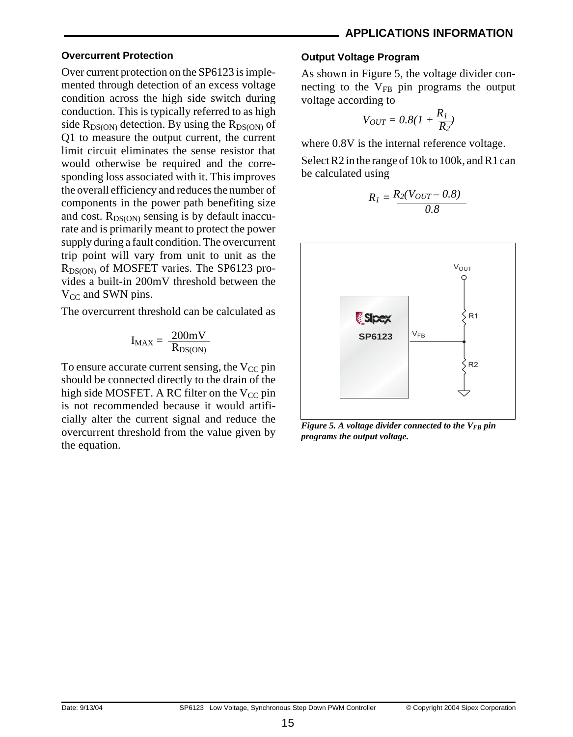## APPLICATIONS INFORMATION

### Overcurrent Protection

Over current protection on the SP6123 is implemented through detection of an excess voltage condition across the high side switch during conduction. This is typically referred to as high side $R_{DS(ON)}$ detection. By using the $R_{DS(ON)}$ of Q1 to measure the output current, the current limit circuit eliminates the sense resistor that would otherwise be required and the corresponding loss associated with it. This improves the overall efficiency and reduces the number of components in the power path benefiting size and cost. $R_{DS(ON)}$ sensing is by default inaccurate and is primarily meant to protect the power supply during a fault condition. The overcurrent trip point will vary from unit to unit as the $R_{DS(ON)}$ of MOSFET varies. The SP6123 provides a built-in 200mV threshold between the $V_{CC}$ and SWN pins.

The overcurrent threshold can be calculated as

$$I_{MAX} = \frac{200mV}{R_{DS(ON)}}$$

To ensure accurate current sensing, the $V_{CC}$ pin should be connected directly to the drain of the high side MOSFET. A RC filter on the $V_{CC}$ pin is not recommended because it would artificially alter the current signal and reduce the overcurrent threshold from the value given by the equation.

### Output Voltage Program

As shown in Figure 5, the voltage divider connecting to the $V_{FB}$ pin programs the output voltage according to

$$V_{OUT} = 0.8(1 + \frac{R_1}{R_2})$$

where 0.8V is the internal reference voltage.

Select R2 in the range of 10k to 100k, and R1 can be calculated using

$$R_1 = \frac{R_2(V_{OUT} - 0.8)}{0.8}$$

*Figure 5. A voltage divider connected to the $V_{FB}$ pin programs the output voltage.*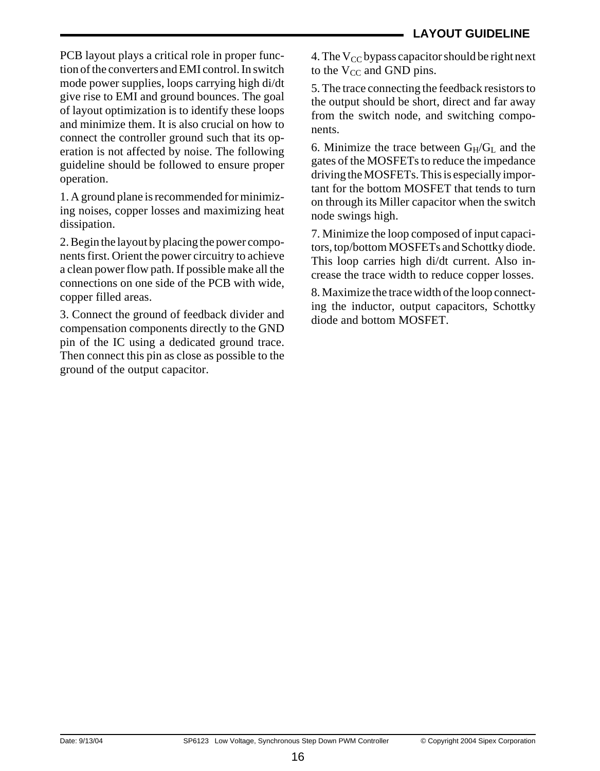## LAYOUT GUIDELINE

PCB layout plays a critical role in proper function of the converters and EMI control. In switch mode power supplies, loops carrying high di/dt give rise to EMI and ground bounces. The goal of layout optimization is to identify these loops and minimize them. It is also crucial on how to connect the controller ground such that its operation is not affected by noise. The following guideline should be followed to ensure proper operation.

1. A ground plane is recommended for minimizing noises, copper losses and maximizing heat dissipation.

2. Begin the layout by placing the power components first. Orient the power circuitry to achieve a clean power flow path. If possible make all the connections on one side of the PCB with wide, copper filled areas.

3. Connect the ground of feedback divider and compensation components directly to the GND pin of the IC using a dedicated ground trace. Then connect this pin as close as possible to the ground of the output capacitor.

4. The $V_{CC}$ bypass capacitor should be right next to the $V_{CC}$ and GND pins.

5. The trace connecting the feedback resistors to the output should be short, direct and far away from the switch node, and switching components.

6. Minimize the trace between $G_H$/$G_L$ and the gates of the MOSFETs to reduce the impedance driving the MOSFETs. This is especially important for the bottom MOSFET that tends to turn on through its Miller capacitor when the switch node swings high.

7. Minimize the loop composed of input capacitors, top/bottom MOSFETs and Schottky diode. This loop carries high di/dt current. Also increase the trace width to reduce copper losses.

8. Maximize the trace width of the loop connecting the inductor, output capacitors, Schottky diode and bottom MOSFET.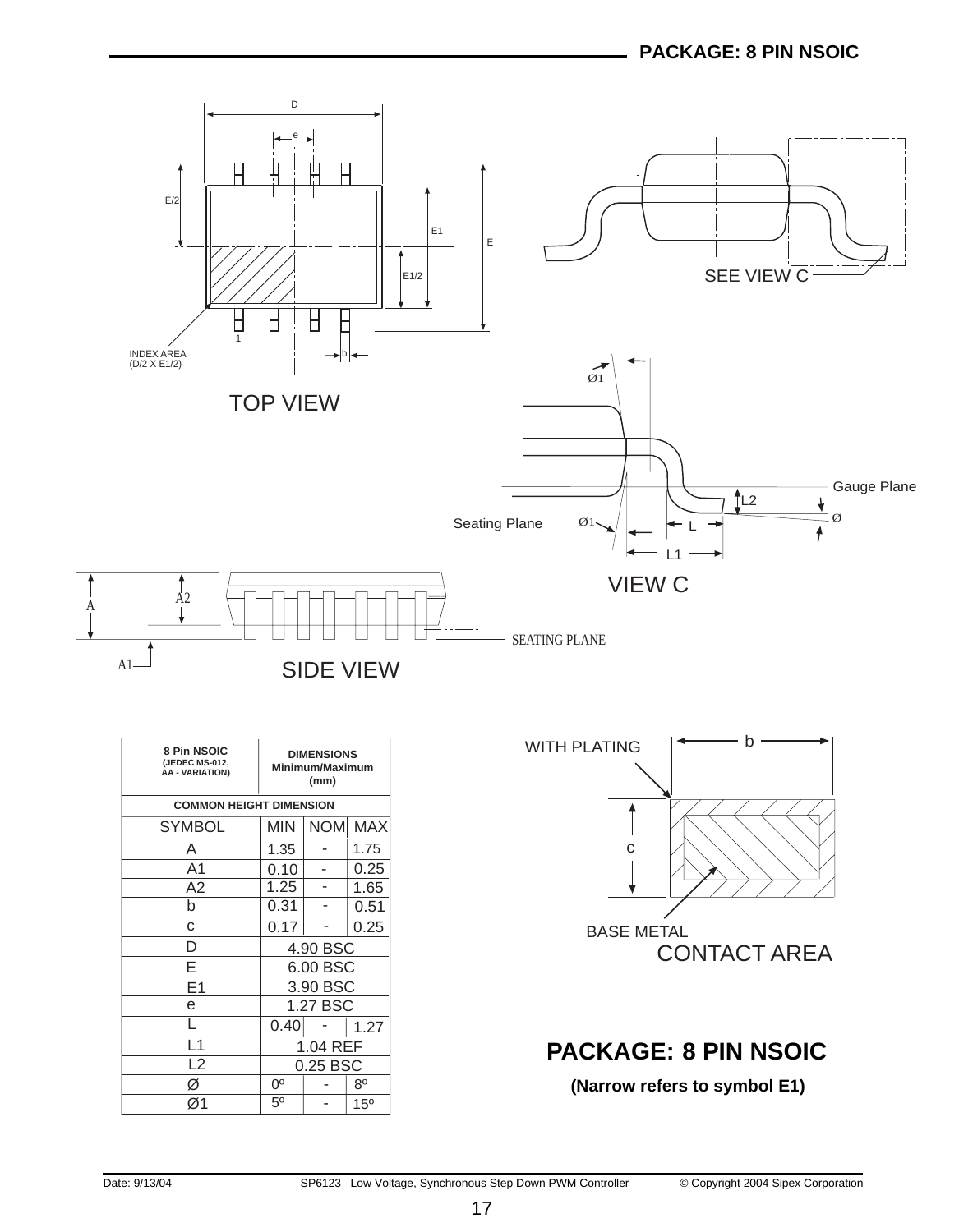# PACKAGE: 8 PIN NSOIC

TOP VIEW

SEE VIEW C

VIEW C

SIDE VIEW

CONTACT AREA

| 8 Pin NSOIC (JEDEC MS-012, AA - VARIATION) | DIMENSIONS Minimum/Maximum (mm) | | |
|---|---|---|---|
| COMMON HEIGHT DIMENSION | | | |
| SYMBOL | MIN | NOM | MAX |
| A | 1.35 | - | 1.75 |
| A1 | 0.10 | - | 0.25 |
| A2 | 1.25 | - | 1.65 |
| b | 0.31 | - | 0.51 |
| c | 0.17 | - | 0.25 |
| D | 4.90 BSC | | |
| E | 6.00 BSC | | |
| E1 | 3.90 BSC | | |
| e | 1.27 BSC | | |
| L | 0.40 | - | 1.27 |
| L1 | 1.04 REF | | |
| L2 | 0.25 BSC | | |
| Ø | 0º | - | 8º |
| Ø1 | 5º | - | 15º |

## PACKAGE: 8 PIN NSOIC

**(Narrow refers to symbol E1)**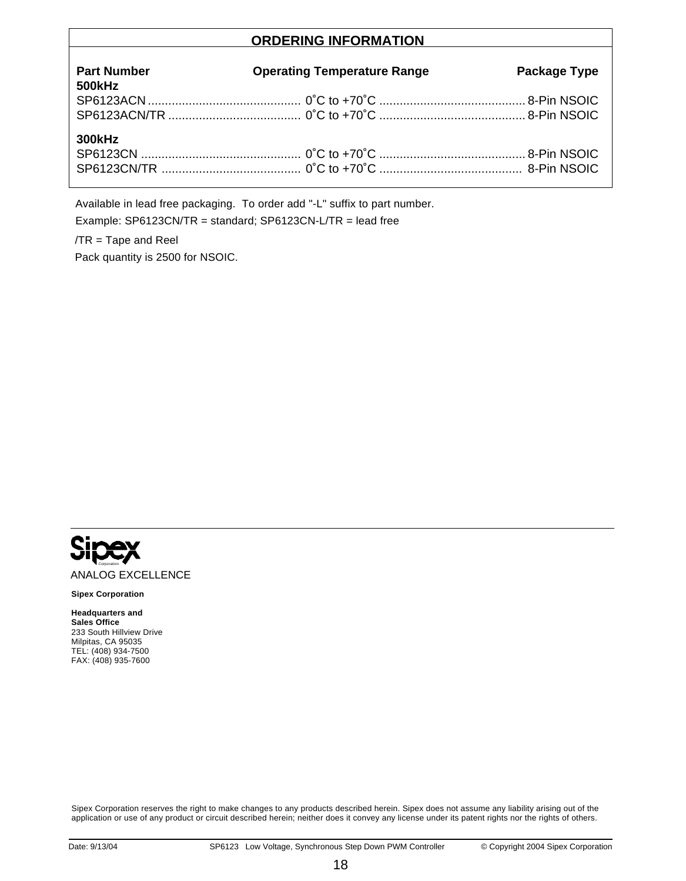## ORDERING INFORMATION

| Part Number | Operating Temperature Range | Package Type |
|---|---|---|
| **500kHz** | | |
| SP6123ACN | 0˚C to +70˚C | 8-Pin NSOIC |
| SP6123ACN/TR | 0˚C to +70˚C | 8-Pin NSOIC |
| **300kHz** | | |
| SP6123CN | 0˚C to +70˚C | 8-Pin NSOIC |
| SP6123CN/TR | 0˚C to +70˚C | 8-Pin NSOIC |

Available in lead free packaging. To order add "-L" suffix to part number.

Example: SP6123CN/TR = standard; SP6123CN-L/TR = lead free

/TR = Tape and Reel

Pack quantity is 2500 for NSOIC.

Sipex Corporation

ANALOG EXCELLENCE

**Sipex Corporation**

**Headquarters and Sales Office**
233 South Hillview Drive
Milpitas, CA 95035
TEL: (408) 934-7500
FAX: (408) 935-7600

Sipex Corporation reserves the right to make changes to any products described herein. Sipex does not assume any liability arising out of the application or use of any product or circuit described herein; neither does it convey any license under its patent rights nor the rights of others.